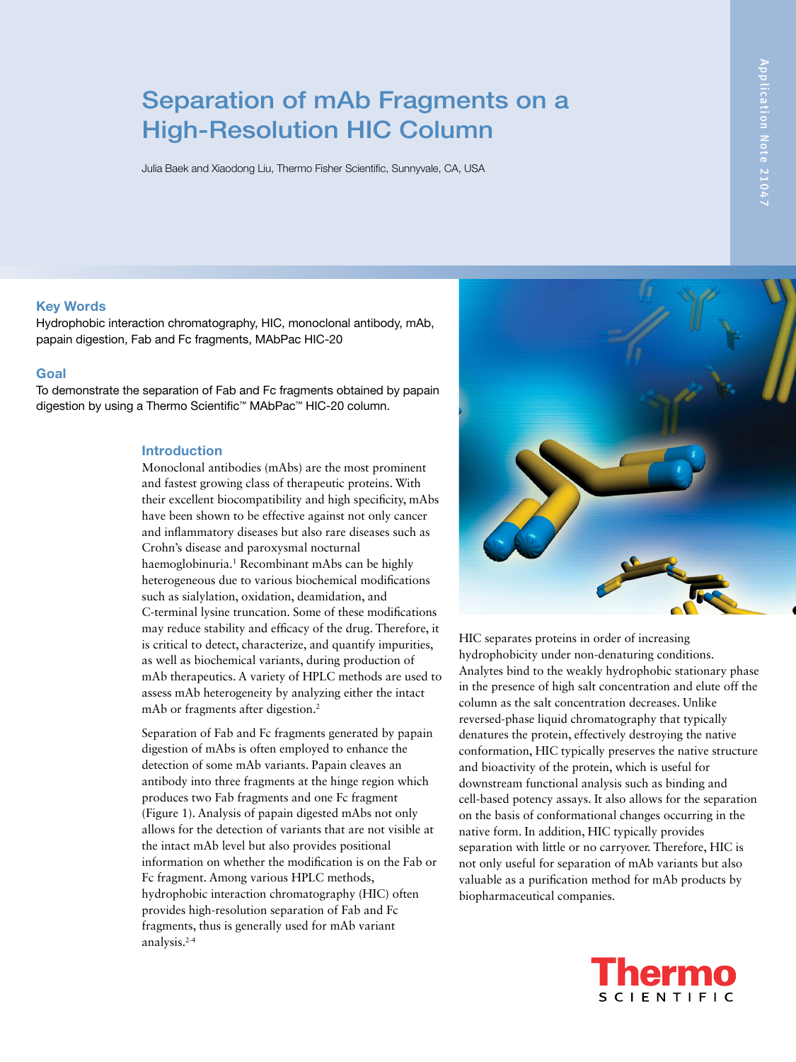# Separation of mAb Fragments on a High-Resolution HIC Column

Julia Baek and Xiaodong Liu, Thermo Fisher Scientific, Sunnyvale, CA, USA

Application Note 21047

## Key Words

Hydrophobic interaction chromatography, HIC, monoclonal antibody, mAb, papain digestion, Fab and Fc fragments, MAbPac HIC-20

## Goal

To demonstrate the separation of Fab and Fc fragments obtained by papain digestion by using a Thermo Scientific™ MAbPac™ HIC-20 column.

## Introduction

Monoclonal antibodies (mAbs) are the most prominent and fastest growing class of therapeutic proteins. With their excellent biocompatibility and high specificity, mAbs have been shown to be effective against not only cancer and inflammatory diseases but also rare diseases such as Crohn's disease and paroxysmal nocturnal haemoglobinuria.[1] Recombinant mAbs can be highly heterogeneous due to various biochemical modifications such as sialylation, oxidation, deamidation, and C-terminal lysine truncation. Some of these modifications may reduce stability and efficacy of the drug. Therefore, it is critical to detect, characterize, and quantify impurities, as well as biochemical variants, during production of mAb therapeutics. A variety of HPLC methods are used to assess mAb heterogeneity by analyzing either the intact mAb or fragments after digestion.[2]

Separation of Fab and Fc fragments generated by papain digestion of mAbs is often employed to enhance the detection of some mAb variants. Papain cleaves an antibody into three fragments at the hinge region which produces two Fab fragments and one Fc fragment (Figure 1). Analysis of papain digested mAbs not only allows for the detection of variants that are not visible at the intact mAb level but also provides positional information on whether the modification is on the Fab or Fc fragment. Among various HPLC methods, hydrophobic interaction chromatography (HIC) often provides high-resolution separation of Fab and Fc fragments, thus is generally used for mAb variant analysis.[2-4]

HIC separates proteins in order of increasing hydrophobicity under non-denaturing conditions. Analytes bind to the weakly hydrophobic stationary phase in the presence of high salt concentration and elute off the column as the salt concentration decreases. Unlike reversed-phase liquid chromatography that typically denatures the protein, effectively destroying the native conformation, HIC typically preserves the native structure and bioactivity of the protein, which is useful for downstream functional analysis such as binding and cell-based potency assays. It also allows for the separation on the basis of conformational changes occurring in the native form. In addition, HIC typically provides separation with little or no carryover. Therefore, HIC is not only useful for separation of mAb variants but also valuable as a purification method for mAb products by biopharmaceutical companies.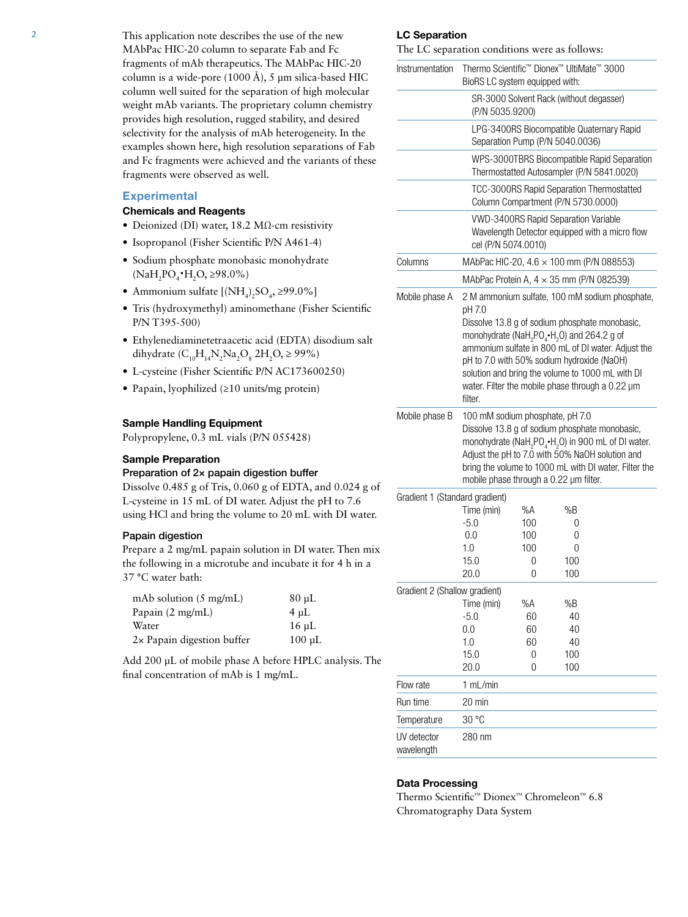This application note describes the use of the new MAbPac HIC-20 column to separate Fab and Fc fragments of mAb therapeutics. The MAbPac HIC-20 column is a wide-pore (1000 Å), 5 µm silica-based HIC column well suited for the separation of high molecular weight mAb variants. The proprietary column chemistry provides high resolution, rugged stability, and desired selectivity for the analysis of mAb heterogeneity. In the examples shown here, high resolution separations of Fab and Fc fragments were achieved and the variants of these fragments were observed as well.

## Experimental

### Chemicals and Reagents

- Deionized (DI) water, 18.2 MΩ-cm resistivity
- Isopropanol (Fisher Scientific P/N A461-4)
- Sodium phosphate monobasic monohydrate ($NaH_2PO_4 \cdot H_2O$, ≥98.0%)
- Ammonium sulfate [$(NH_4)_2SO_4$, ≥99.0%]
- Tris (hydroxymethyl) aminomethane (Fisher Scientific P/N T395-500)
- Ethylenediaminetetraacetic acid (EDTA) disodium salt dihydrate ($C_{10}H_{14}N_2Na_2O_8$ $2H_2O$, ≥ 99%)
- L-cysteine (Fisher Scientific P/N AC173600250)
- Papain, lyophilized (≥10 units/mg protein)

### Sample Handling Equipment

Polypropylene, 0.3 mL vials (P/N 055428)

### Sample Preparation

#### Preparation of 2× papain digestion buffer

Dissolve 0.485 g of Tris, 0.060 g of EDTA, and 0.024 g of L-cysteine in 15 mL of DI water. Adjust the pH to 7.6 using HCl and bring the volume to 20 mL with DI water.

#### Papain digestion

Prepare a 2 mg/mL papain solution in DI water. Then mix the following in a microtube and incubate it for 4 h in a 37 °C water bath:

| | |
|---|---|
| mAb solution (5 mg/mL) | 80 µL |
| Papain (2 mg/mL) | 4 µL |
| Water | 16 µL |
| 2× Papain digestion buffer | 100 µL |

Add 200 µL of mobile phase A before HPLC analysis. The final concentration of mAb is 1 mg/mL.

### LC Separation

The LC separation conditions were as follows:

| | |
|---|---|
| Instrumentation | Thermo Scientific™ Dionex™ UltiMate™ 3000 BioRS LC system equipped with: |
| | SR-3000 Solvent Rack (without degasser) (P/N 5035.9200) |
| | LPG-3400RS Biocompatible Quaternary Rapid Separation Pump (P/N 5040.0036) |
| | WPS-3000TBRS Biocompatible Rapid Separation Thermostatted Autosampler (P/N 5841.0020) |
| | TCC-3000RS Rapid Separation Thermostatted Column Compartment (P/N 5730.0000) |
| | VWD-3400RS Rapid Separation Variable Wavelength Detector equipped with a micro flow cel (P/N 5074.0010) |
| Columns | MAbPac HIC-20, 4.6 × 100 mm (P/N 088553) |
| | MAbPac Protein A, 4 × 35 mm (P/N 082539) |
| Mobile phase A | 2 M ammonium sulfate, 100 mM sodium phosphate, pH 7.0<br>Dissolve 13.8 g of sodium phosphate monobasic, monohydrate ($NaH_2PO_4 \cdot H_2O$) and 264.2 g of ammonium sulfate in 800 mL of DI water. Adjust the pH to 7.0 with 50% sodium hydroxide (NaOH) solution and bring the volume to 1000 mL with DI water. Filter the mobile phase through a 0.22 µm filter. |
| Mobile phase B | 100 mM sodium phosphate, pH 7.0<br>Dissolve 13.8 g of sodium phosphate monobasic, monohydrate ($NaH_2PO_4 \cdot H_2O$) in 900 mL of DI water. Adjust the pH to 7.0 with 50% NaOH solution and bring the volume to 1000 mL with DI water. Filter the mobile phase through a 0.22 µm filter. |

Gradient 1 (Standard gradient)

| Time (min) | %A | %B |
|---|---|---|
| -5.0 | 100 | 0 |
| 0.0 | 100 | 0 |
| 1.0 | 100 | 0 |
| 15.0 | 0 | 100 |
| 20.0 | 0 | 100 |

Gradient 2 (Shallow gradient)

| Time (min) | %A | %B |
|---|---|---|
| -5.0 | 60 | 40 |
| 0.0 | 60 | 40 |
| 1.0 | 60 | 40 |
| 15.0 | 0 | 100 |
| 20.0 | 0 | 100 |

| | |
|---|---|
| Flow rate | 1 mL/min |
| Run time | 20 min |
| Temperature | 30 °C |
| UV detector wavelength | 280 nm |

### Data Processing

Thermo Scientific™ Dionex™ Chromeleon™ 6.8 Chromatography Data System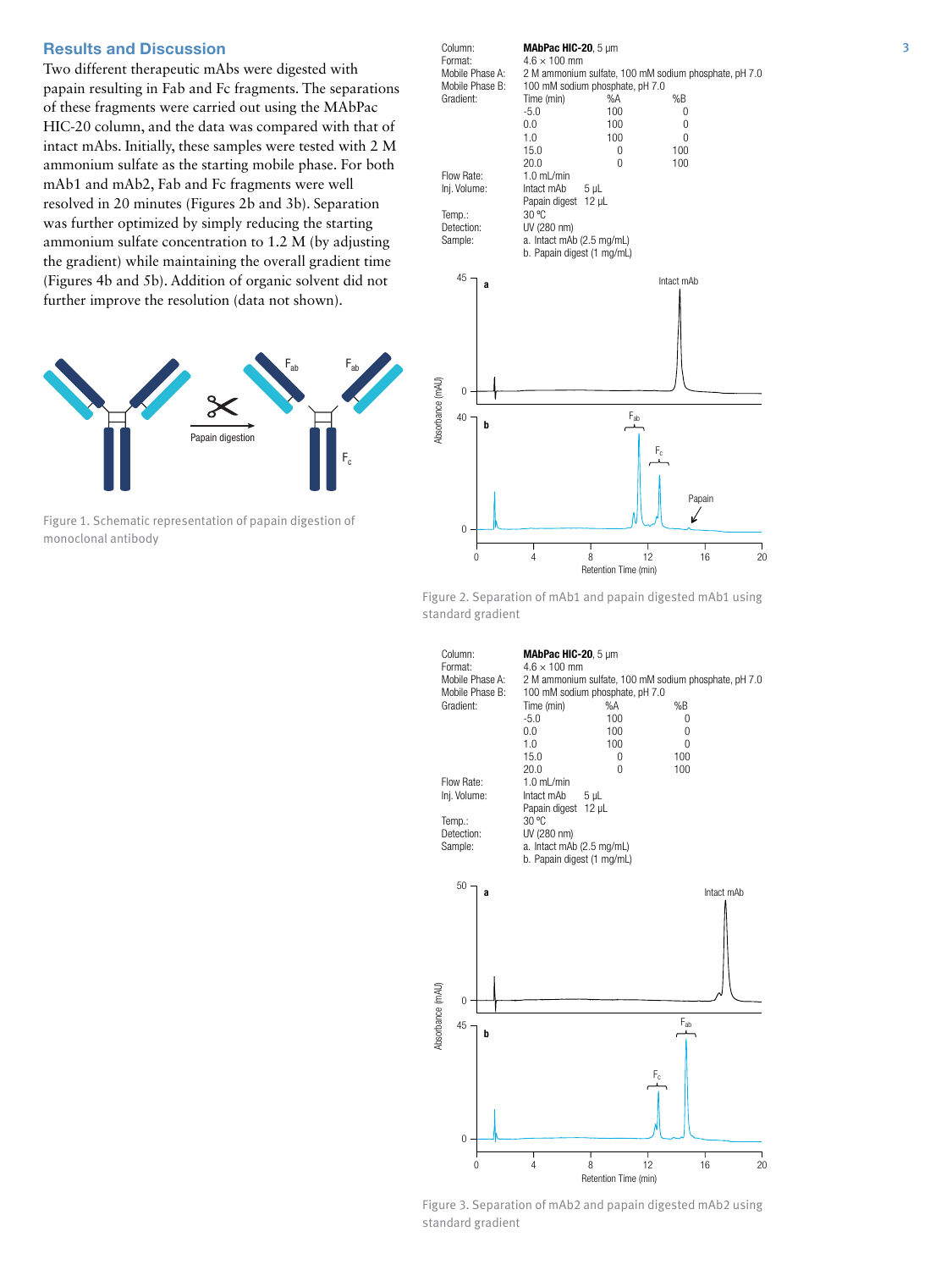## Results and Discussion

Two different therapeutic mAbs were digested with papain resulting in Fab and Fc fragments. The separations of these fragments were carried out using the MAbPac HIC-20 column, and the data was compared with that of intact mAbs. Initially, these samples were tested with 2 M ammonium sulfate as the starting mobile phase. For both mAb1 and mAb2, Fab and Fc fragments were well resolved in 20 minutes (Figures 2b and 3b). Separation was further optimized by simply reducing the starting ammonium sulfate concentration to 1.2 M (by adjusting the gradient) while maintaining the overall gradient time (Figures 4b and 5b). Addition of organic solvent did not further improve the resolution (data not shown).

Figure 1. Schematic representation of papain digestion of monoclonal antibody

Column: **MAbPac HIC-20**, 5 µm
Format: 4.6 × 100 mm
Mobile Phase A: 2 M ammonium sulfate, 100 mM sodium phosphate, pH 7.0
Mobile Phase B: 100 mM sodium phosphate, pH 7.0
Gradient:

| Time (min) | %A | %B |
|---|---|---|
| -5.0 | 100 | 0 |
| 0.0 | 100 | 0 |
| 1.0 | 100 | 0 |
| 15.0 | 0 | 100 |
| 20.0 | 0 | 100 |

Flow Rate: 1.0 mL/min
Inj. Volume: Intact mAb 5 µL; Papain digest 12 µL
Temp.: 30 °C
Detection: UV (280 nm)
Sample: a. Intact mAb (2.5 mg/mL); b. Papain digest (1 mg/mL)

Figure 2. Separation of mAb1 and papain digested mAb1 using standard gradient

Column: **MAbPac HIC-20**, 5 µm
Format: 4.6 × 100 mm
Mobile Phase A: 2 M ammonium sulfate, 100 mM sodium phosphate, pH 7.0
Mobile Phase B: 100 mM sodium phosphate, pH 7.0
Gradient:

| Time (min) | %A | %B |
|---|---|---|
| -5.0 | 100 | 0 |
| 0.0 | 100 | 0 |
| 1.0 | 100 | 0 |
| 15.0 | 0 | 100 |
| 20.0 | 0 | 100 |

Flow Rate: 1.0 mL/min
Inj. Volume: Intact mAb 5 µL; Papain digest 12 µL
Temp.: 30 °C
Detection: UV (280 nm)
Sample: a. Intact mAb (2.5 mg/mL); b. Papain digest (1 mg/mL)

Figure 3. Separation of mAb2 and papain digested mAb2 using standard gradient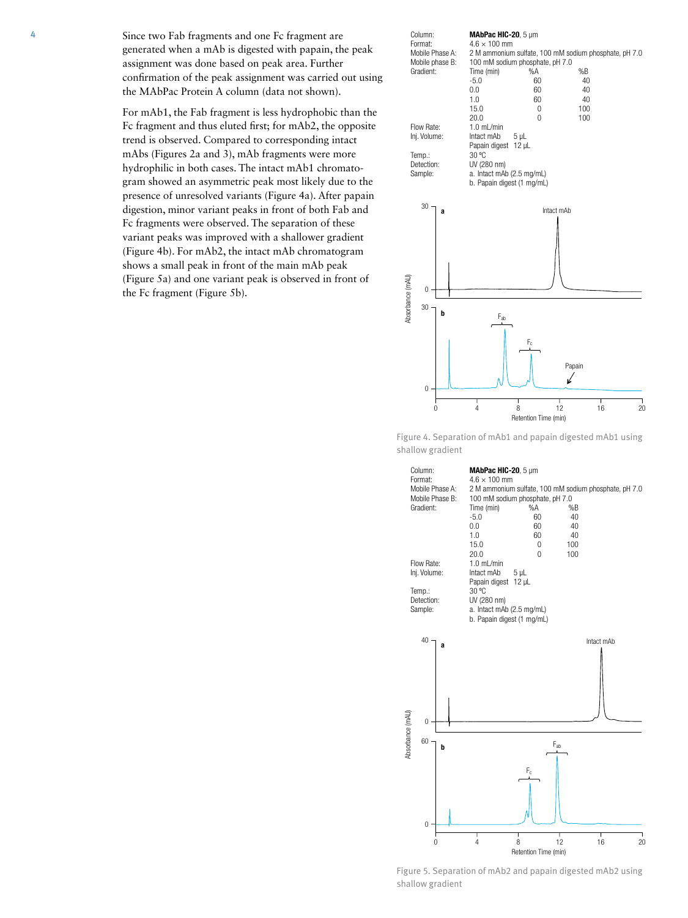Since two Fab fragments and one Fc fragment are generated when a mAb is digested with papain, the peak assignment was done based on peak area. Further confirmation of the peak assignment was carried out using the MAbPac Protein A column (data not shown).

For mAb1, the Fab fragment is less hydrophobic than the Fc fragment and thus eluted first; for mAb2, the opposite trend is observed. Compared to corresponding intact mAbs (Figures 2a and 3), mAb fragments were more hydrophilic in both cases. The intact mAb1 chromatogram showed an asymmetric peak most likely due to the presence of unresolved variants (Figure 4a). After papain digestion, minor variant peaks in front of both Fab and Fc fragments were observed. The separation of these variant peaks was improved with a shallower gradient (Figure 4b). For mAb2, the intact mAb chromatogram shows a small peak in front of the main mAb peak (Figure 5a) and one variant peak is observed in front of the Fc fragment (Figure 5b).

| | |
|---|---|
| Column: | **MAbPac HIC-20**, 5 µm |
| Format: | 4.6 × 100 mm |
| Mobile Phase A: | 2 M ammonium sulfate, 100 mM sodium phosphate, pH 7.0 |
| Mobile phase B: | 100 mM sodium phosphate, pH 7.0 |
| Gradient: | Time (min) / %A / %B: -5.0 / 60 / 40; 0.0 / 60 / 40; 1.0 / 60 / 40; 15.0 / 0 / 100; 20.0 / 0 / 100 |
| Flow Rate: | 1.0 mL/min |
| Inj. Volume: | Intact mAb 5 µL; Papain digest 12 µL |
| Temp.: | 30 °C |
| Detection: | UV (280 nm) |
| Sample: | a. Intact mAb (2.5 mg/mL); b. Papain digest (1 mg/mL) |

Figure 4. Separation of mAb1 and papain digested mAb1 using shallow gradient

| | |
|---|---|
| Column: | **MAbPac HIC-20**, 5 µm |
| Format: | 4.6 × 100 mm |
| Mobile Phase A: | 2 M ammonium sulfate, 100 mM sodium phosphate, pH 7.0 |
| Mobile Phase B: | 100 mM sodium phosphate, pH 7.0 |
| Gradient: | Time (min) / %A / %B: -5.0 / 60 / 40; 0.0 / 60 / 40; 1.0 / 60 / 40; 15.0 / 0 / 100; 20.0 / 0 / 100 |
| Flow Rate: | 1.0 mL/min |
| Inj. Volume: | Intact mAb 5 µL; Papain digest 12 µL |
| Temp.: | 30 °C |
| Detection: | UV (280 nm) |
| Sample: | a. Intact mAb (2.5 mg/mL); b. Papain digest (1 mg/mL) |

Figure 5. Separation of mAb2 and papain digested mAb2 using shallow gradient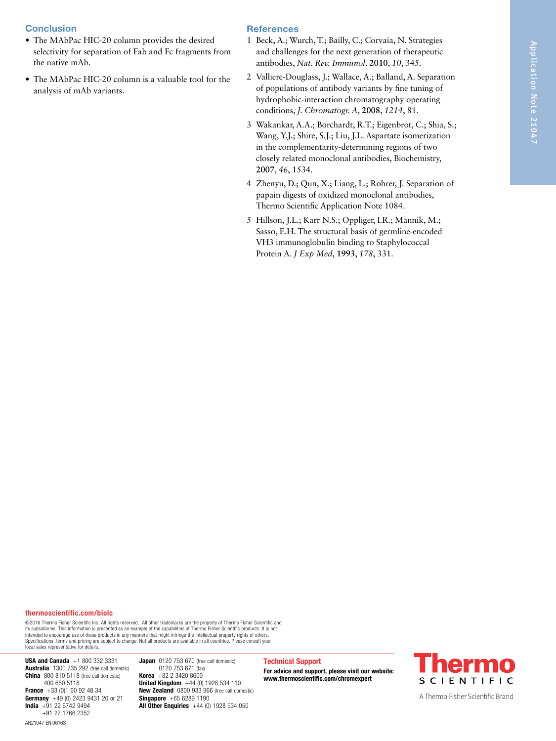## Conclusion

- The MAbPac HIC-20 column provides the desired selectivity for separation of Fab and Fc fragments from the native mAb.
- The MAbPac HIC-20 column is a valuable tool for the analysis of mAb variants.

## References

1. Beck, A.; Wurch, T.; Bailly, C.; Corvaia, N. Strategies and challenges for the next generation of therapeutic antibodies, *Nat. Rev. Immunol*. **2010**, *10*, 345.
2. Valliere-Douglass, J.; Wallace, A.; Balland, A. Separation of populations of antibody variants by fine tuning of hydrophobic-interaction chromatography operating conditions, *J. Chromatogr. A*, **2008**, *1214*, 81.
3. Wakankar, A.A.; Borchardt, R.T.; Eigenbrot, C.; Shia, S.; Wang, Y.J.; Shire, S.J.; Liu, J.L. Aspartate isomerization in the complementarity-determining regions of two closely related monoclonal antibodies, Biochemistry, **2007**, *46*, 1534.
4. Zhenyu, D.; Qun, X.; Liang, L.; Rohrer, J. Separation of papain digests of oxidized monoclonal antibodies, Thermo Scientific Application Note 1084.
5. Hillson, J.L.; Karr N.S.; Oppliger, I.R.; Mannik, M.; Sasso, E.H. The structural basis of germline-encoded VH3 immunoglobulin binding to Staphylococcal Protein A. *J Exp Med*, **1993**, *178*, 331.

**thermoscientific.com/biolc**

©2016 Thermo Fisher Scientific Inc. All rights reserved. All other trademarks are the property of Thermo Fisher Scientific and its subsidiaries. This information is presented as an example of the capabilities of Thermo Fisher Scientific products. It is not intended to encourage use of these products in any manners that might infringe the intellectual property rights of others. Specifications, terms and pricing are subject to change. Not all products are available in all countries. Please consult your local sales representative for details.

**USA and Canada** +1 800 332 3331
**Australia** 1300 735 292 (free call domestic)
**China** 800 810 5118 (free call domestic) 400 650 5118
**France** +33 (0)1 60 92 48 34
**Germany** +49 (0) 2423 9431 20 or 21
**India** +91 22 6742 9494 +91 27 1766 2352
**Japan** 0120 753 670 (free call domestic) 0120 753 671 (fax)
**Korea** +82 2 3420 8600
**United Kingdom** +44 (0) 1928 534 110
**New Zealand** 0800 933 966 (free call domestic)
**Singapore** +65 6289 1190
**All Other Enquiries** +44 (0) 1928 534 050

**Technical Support**

**For advice and support, please visit our website: www.thermoscientific.com/chromexpert**

Thermo SCIENTIFIC
A Thermo Fisher Scientific Brand

AN21047-EN 0616S